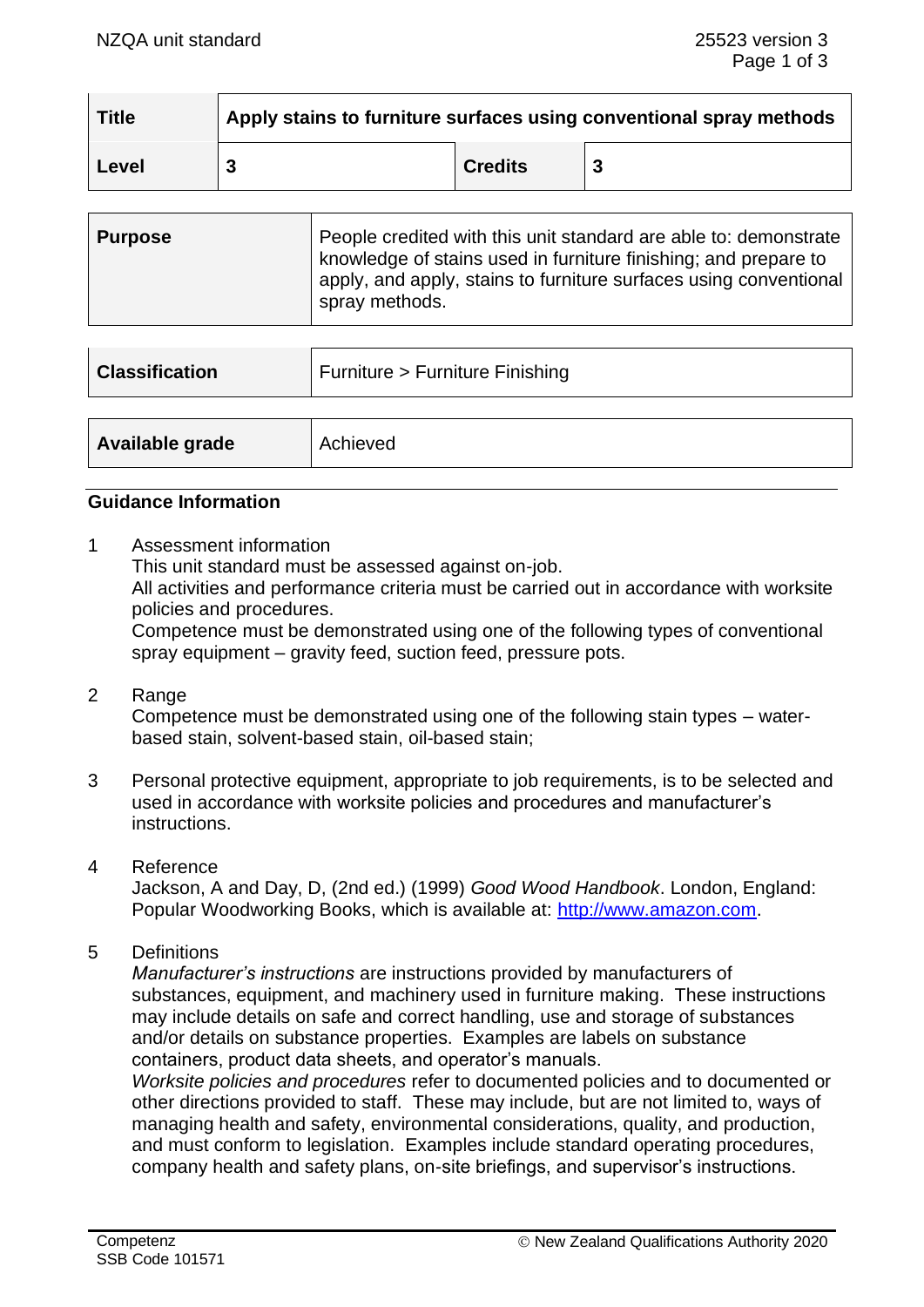| Title | Apply stains to furniture surfaces using conventional spray methods | | |
|---|---|---|---|
| Level | 3 | Credits | 3 |

| Purpose | People credited with this unit standard are able to: demonstrate knowledge of stains used in furniture finishing; and prepare to apply, and apply, stains to furniture surfaces using conventional spray methods. |
|---|---|

| Classification | Furniture > Furniture Finishing |
|---|---|

| Available grade | Achieved |
|---|---|

## Guidance Information

1. Assessment information
   This unit standard must be assessed against on-job.
   All activities and performance criteria must be carried out in accordance with worksite policies and procedures.
   Competence must be demonstrated using one of the following types of conventional spray equipment – gravity feed, suction feed, pressure pots.

2. Range
   Competence must be demonstrated using one of the following stain types – water-based stain, solvent-based stain, oil-based stain;

3. Personal protective equipment, appropriate to job requirements, is to be selected and used in accordance with worksite policies and procedures and manufacturer's instructions.

4. Reference
   Jackson, A and Day, D, (2nd ed.) (1999) *Good Wood Handbook*. London, England: Popular Woodworking Books, which is available at: http://www.amazon.com.

5. Definitions
   *Manufacturer's instructions* are instructions provided by manufacturers of substances, equipment, and machinery used in furniture making. These instructions may include details on safe and correct handling, use and storage of substances and/or details on substance properties. Examples are labels on substance containers, product data sheets, and operator's manuals.
   *Worksite policies and procedures* refer to documented policies and to documented or other directions provided to staff. These may include, but are not limited to, ways of managing health and safety, environmental considerations, quality, and production, and must conform to legislation. Examples include standard operating procedures, company health and safety plans, on-site briefings, and supervisor's instructions.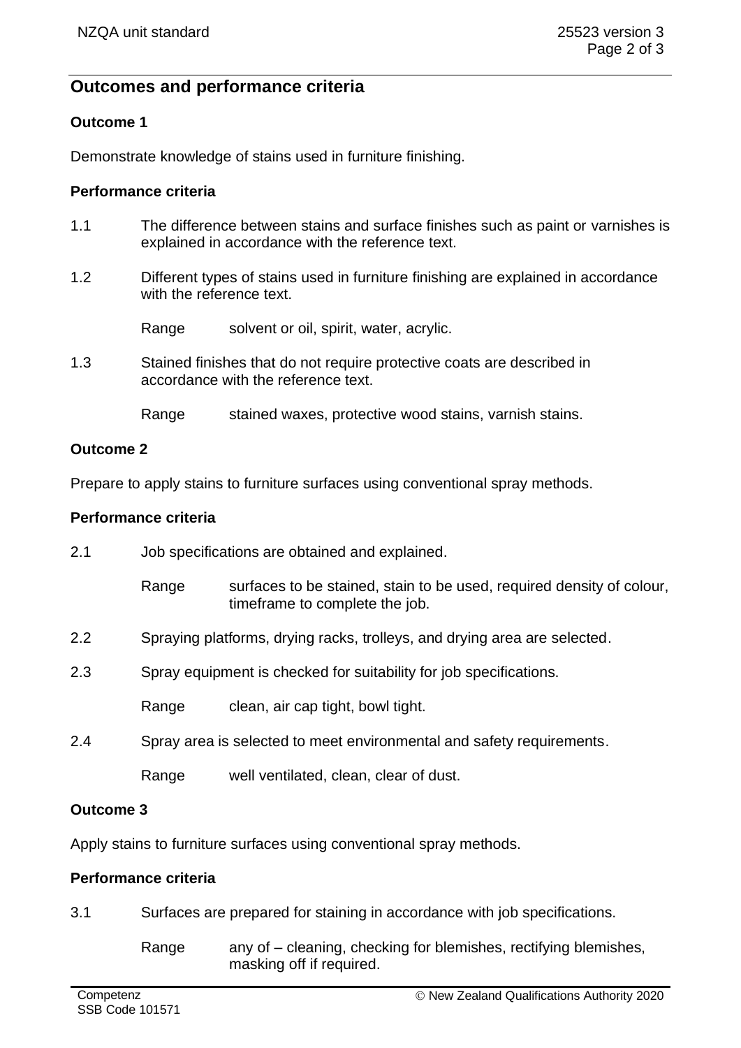## Outcomes and performance criteria

### Outcome 1

Demonstrate knowledge of stains used in furniture finishing.

#### Performance criteria

1.1 The difference between stains and surface finishes such as paint or varnishes is explained in accordance with the reference text.

1.2 Different types of stains used in furniture finishing are explained in accordance with the reference text.

Range solvent or oil, spirit, water, acrylic.

1.3 Stained finishes that do not require protective coats are described in accordance with the reference text.

Range stained waxes, protective wood stains, varnish stains.

### Outcome 2

Prepare to apply stains to furniture surfaces using conventional spray methods.

#### Performance criteria

2.1 Job specifications are obtained and explained.

Range surfaces to be stained, stain to be used, required density of colour, timeframe to complete the job.

2.2 Spraying platforms, drying racks, trolleys, and drying area are selected.

2.3 Spray equipment is checked for suitability for job specifications.

Range clean, air cap tight, bowl tight.

2.4 Spray area is selected to meet environmental and safety requirements.

Range well ventilated, clean, clear of dust.

### Outcome 3

Apply stains to furniture surfaces using conventional spray methods.

#### Performance criteria

3.1 Surfaces are prepared for staining in accordance with job specifications.

Range any of – cleaning, checking for blemishes, rectifying blemishes, masking off if required.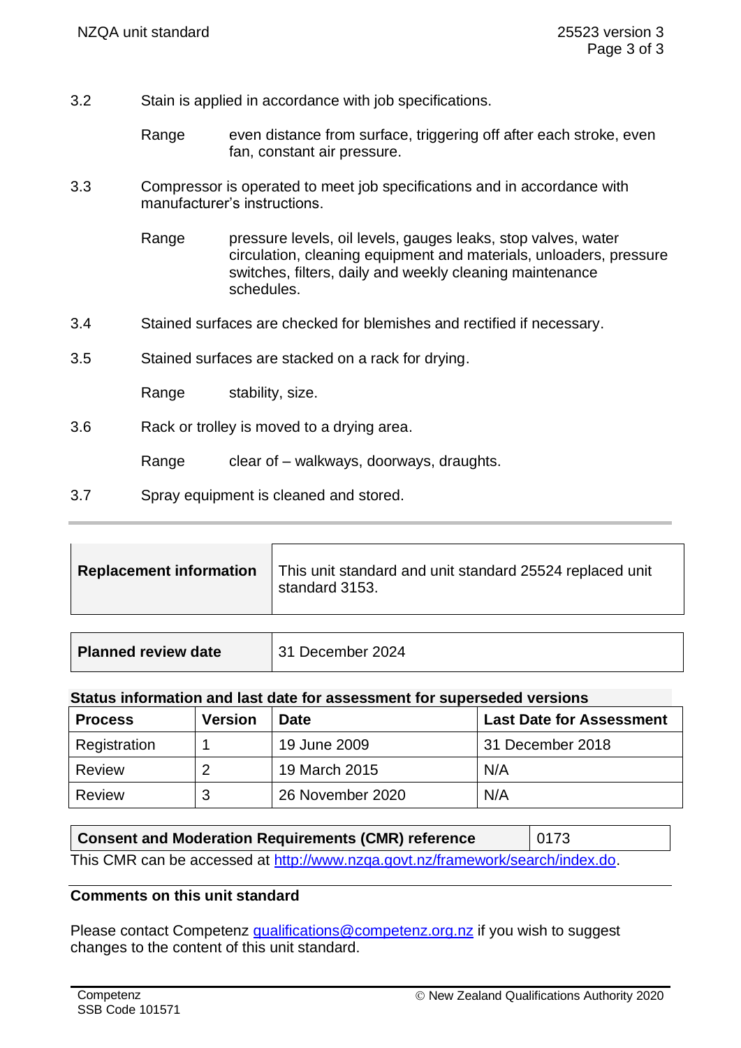3.2 Stain is applied in accordance with job specifications.

Range even distance from surface, triggering off after each stroke, even fan, constant air pressure.

3.3 Compressor is operated to meet job specifications and in accordance with manufacturer's instructions.

Range pressure levels, oil levels, gauges leaks, stop valves, water circulation, cleaning equipment and materials, unloaders, pressure switches, filters, daily and weekly cleaning maintenance schedules.

3.4 Stained surfaces are checked for blemishes and rectified if necessary.

3.5 Stained surfaces are stacked on a rack for drying.

Range stability, size.

3.6 Rack or trolley is moved to a drying area.

Range clear of – walkways, doorways, draughts.

3.7 Spray equipment is cleaned and stored.

| | |
|---|---|
| **Replacement information** | This unit standard and unit standard 25524 replaced unit standard 3153. |

| | |
|---|---|
| **Planned review date** | 31 December 2024 |

**Status information and last date for assessment for superseded versions**

| Process | Version | Date | Last Date for Assessment |
|---|---|---|---|
| Registration | 1 | 19 June 2009 | 31 December 2018 |
| Review | 2 | 19 March 2015 | N/A |
| Review | 3 | 26 November 2020 | N/A |

| | |
|---|---|
| **Consent and Moderation Requirements (CMR) reference** | 0173 |

This CMR can be accessed at http://www.nzqa.govt.nz/framework/search/index.do.

**Comments on this unit standard**

Please contact Competenz qualifications@competenz.org.nz if you wish to suggest changes to the content of this unit standard.